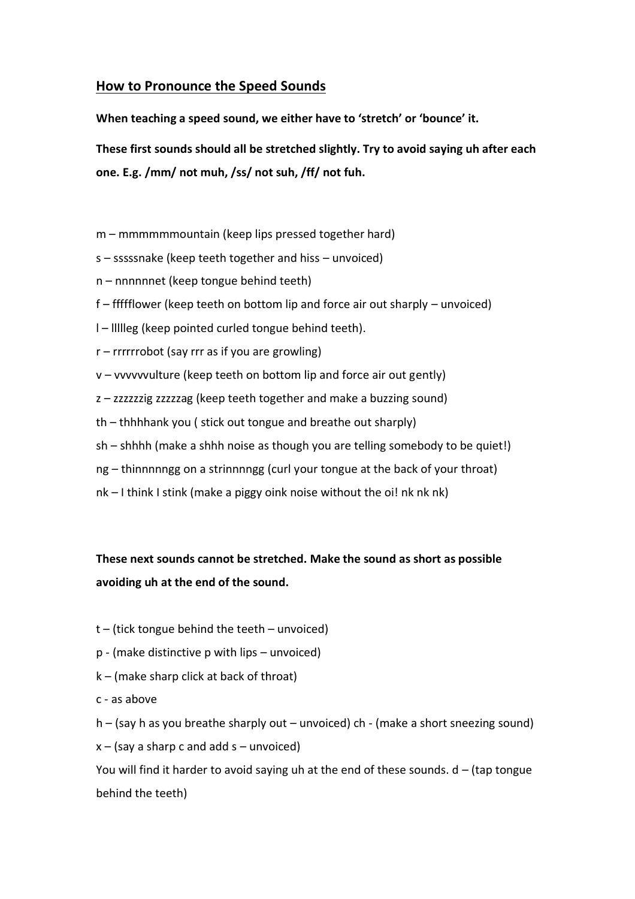## How to Pronounce the Speed Sounds

**When teaching a speed sound, we either have to 'stretch' or 'bounce' it.**

**These first sounds should all be stretched slightly. Try to avoid saying uh after each one. E.g. /mm/ not muh, /ss/ not suh, /ff/ not fuh.**

m – mmmmmmountain (keep lips pressed together hard)

s – sssssnake (keep teeth together and hiss – unvoiced)

n – nnnnnnet (keep tongue behind teeth)

f – ffffflower (keep teeth on bottom lip and force air out sharply – unvoiced)

l – llllleg (keep pointed curled tongue behind teeth).

r – rrrrrrobot (say rrr as if you are growling)

v – vvvvvvulture (keep teeth on bottom lip and force air out gently)

z – zzzzzzig zzzzzag (keep teeth together and make a buzzing sound)

th – thhhhank you ( stick out tongue and breathe out sharply)

sh – shhhh (make a shhh noise as though you are telling somebody to be quiet!)

ng – thinnnnngg on a strinnnngg (curl your tongue at the back of your throat)

nk – I think I stink (make a piggy oink noise without the oi! nk nk nk)

**These next sounds cannot be stretched. Make the sound as short as possible avoiding uh at the end of the sound.**

t – (tick tongue behind the teeth – unvoiced)

p - (make distinctive p with lips – unvoiced)

k – (make sharp click at back of throat)

c - as above

h – (say h as you breathe sharply out – unvoiced) ch - (make a short sneezing sound)

x – (say a sharp c and add s – unvoiced)

You will find it harder to avoid saying uh at the end of these sounds. d – (tap tongue behind the teeth)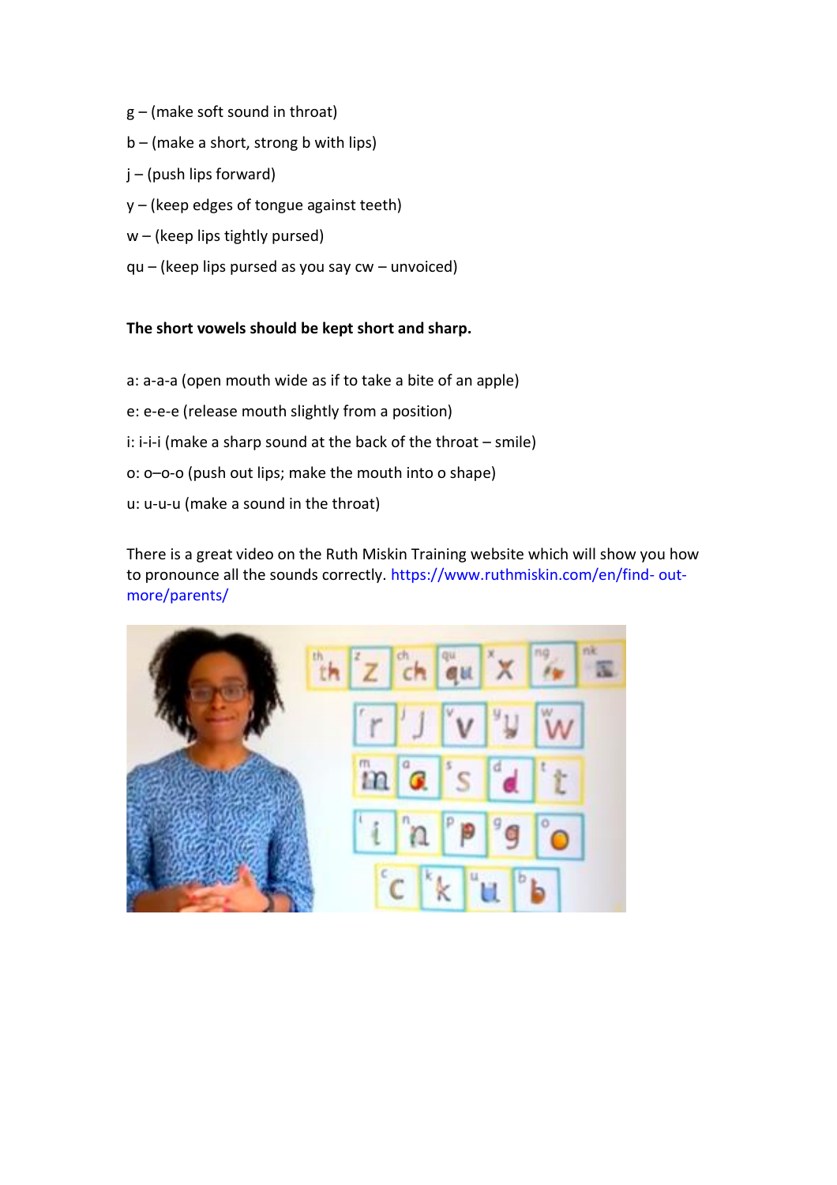g – (make soft sound in throat)

b – (make a short, strong b with lips)

j – (push lips forward)

y – (keep edges of tongue against teeth)

w – (keep lips tightly pursed)

qu – (keep lips pursed as you say cw – unvoiced)

**The short vowels should be kept short and sharp.**

a: a-a-a (open mouth wide as if to take a bite of an apple)

e: e-e-e (release mouth slightly from a position)

i: i-i-i (make a sharp sound at the back of the throat – smile)

o: o–o-o (push out lips; make the mouth into o shape)

u: u-u-u (make a sound in the throat)

There is a great video on the Ruth Miskin Training website which will show you how to pronounce all the sounds correctly. https://www.ruthmiskin.com/en/find- out-more/parents/